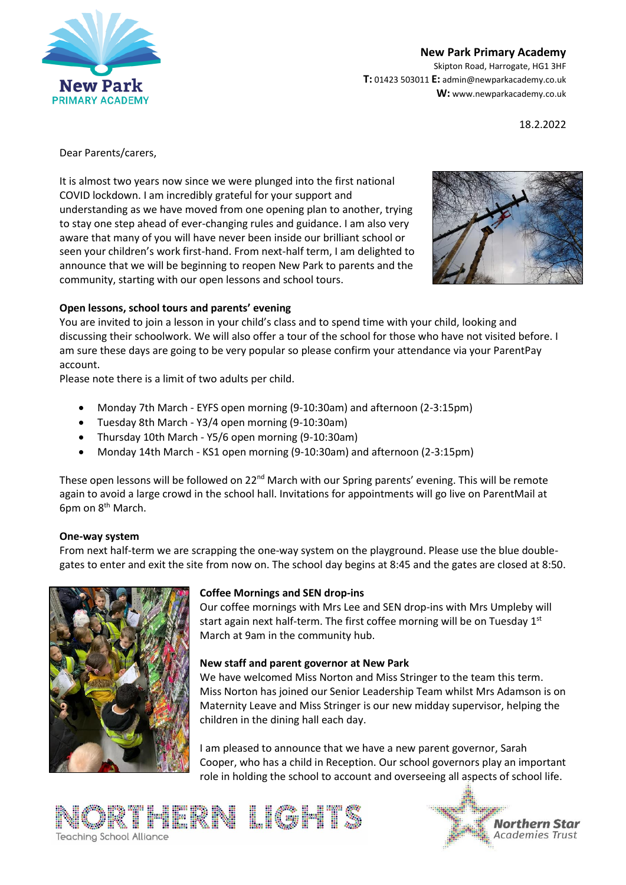**New Park Primary Academy**
Skipton Road, Harrogate, HG1 3HF
**T:** 01423 503011 **E:** admin@newparkacademy.co.uk
**W:** www.newparkacademy.co.uk

18.2.2022

Dear Parents/carers,

It is almost two years now since we were plunged into the first national COVID lockdown. I am incredibly grateful for your support and understanding as we have moved from one opening plan to another, trying to stay one step ahead of ever-changing rules and guidance. I am also very aware that many of you will have never been inside our brilliant school or seen your children's work first-hand. From next-half term, I am delighted to announce that we will be beginning to reopen New Park to parents and the community, starting with our open lessons and school tours.

**Open lessons, school tours and parents' evening**

You are invited to join a lesson in your child's class and to spend time with your child, looking and discussing their schoolwork. We will also offer a tour of the school for those who have not visited before. I am sure these days are going to be very popular so please confirm your attendance via your ParentPay account.
Please note there is a limit of two adults per child.

- Monday 7th March - EYFS open morning (9-10:30am) and afternoon (2-3:15pm)
- Tuesday 8th March - Y3/4 open morning (9-10:30am)
- Thursday 10th March - Y5/6 open morning (9-10:30am)
- Monday 14th March - KS1 open morning (9-10:30am) and afternoon (2-3:15pm)

These open lessons will be followed on 22nd March with our Spring parents' evening. This will be remote again to avoid a large crowd in the school hall. Invitations for appointments will go live on ParentMail at 6pm on 8th March.

**One-way system**

From next half-term we are scrapping the one-way system on the playground. Please use the blue double-gates to enter and exit the site from now on. The school day begins at 8:45 and the gates are closed at 8:50.

**Coffee Mornings and SEN drop-ins**

Our coffee mornings with Mrs Lee and SEN drop-ins with Mrs Umpleby will start again next half-term. The first coffee morning will be on Tuesday 1st March at 9am in the community hub.

**New staff and parent governor at New Park**

We have welcomed Miss Norton and Miss Stringer to the team this term. Miss Norton has joined our Senior Leadership Team whilst Mrs Adamson is on Maternity Leave and Miss Stringer is our new midday supervisor, helping the children in the dining hall each day.

I am pleased to announce that we have a new parent governor, Sarah Cooper, who has a child in Reception. Our school governors play an important role in holding the school to account and overseeing all aspects of school life.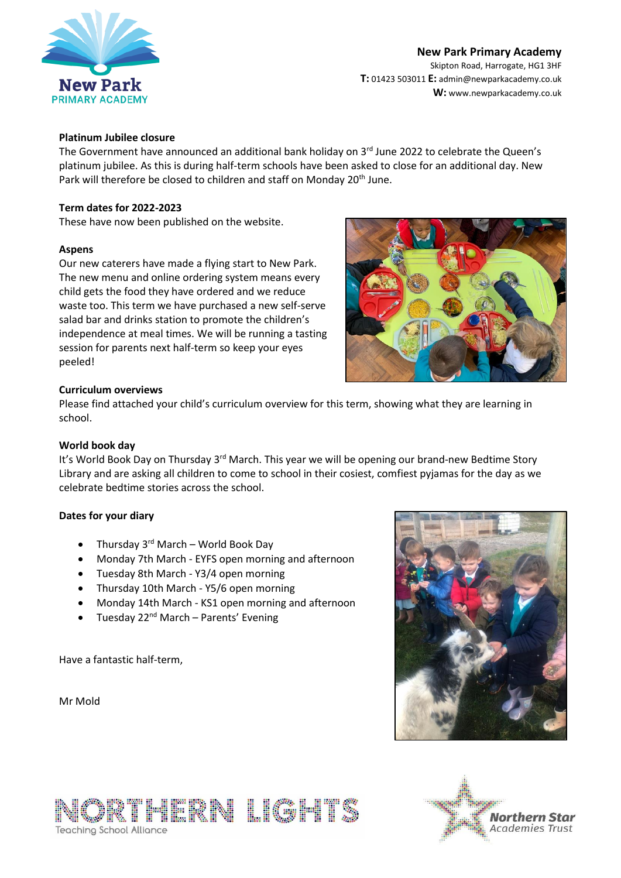**New Park Primary Academy**
Skipton Road, Harrogate, HG1 3HF
**T:** 01423 503011 **E:** admin@newparkacademy.co.uk
**W:** www.newparkacademy.co.uk

**Platinum Jubilee closure**

The Government have announced an additional bank holiday on 3rd June 2022 to celebrate the Queen's platinum jubilee. As this is during half-term schools have been asked to close for an additional day. New Park will therefore be closed to children and staff on Monday 20th June.

**Term dates for 2022-2023**

These have now been published on the website.

**Aspens**

Our new caterers have made a flying start to New Park. The new menu and online ordering system means every child gets the food they have ordered and we reduce waste too. This term we have purchased a new self-serve salad bar and drinks station to promote the children's independence at meal times. We will be running a tasting session for parents next half-term so keep your eyes peeled!

**Curriculum overviews**

Please find attached your child's curriculum overview for this term, showing what they are learning in school.

**World book day**

It's World Book Day on Thursday 3rd March. This year we will be opening our brand-new Bedtime Story Library and are asking all children to come to school in their cosiest, comfiest pyjamas for the day as we celebrate bedtime stories across the school.

**Dates for your diary**

- Thursday 3rd March – World Book Day
- Monday 7th March - EYFS open morning and afternoon
- Tuesday 8th March - Y3/4 open morning
- Thursday 10th March - Y5/6 open morning
- Monday 14th March - KS1 open morning and afternoon
- Tuesday 22nd March – Parents' Evening

Have a fantastic half-term,

Mr Mold